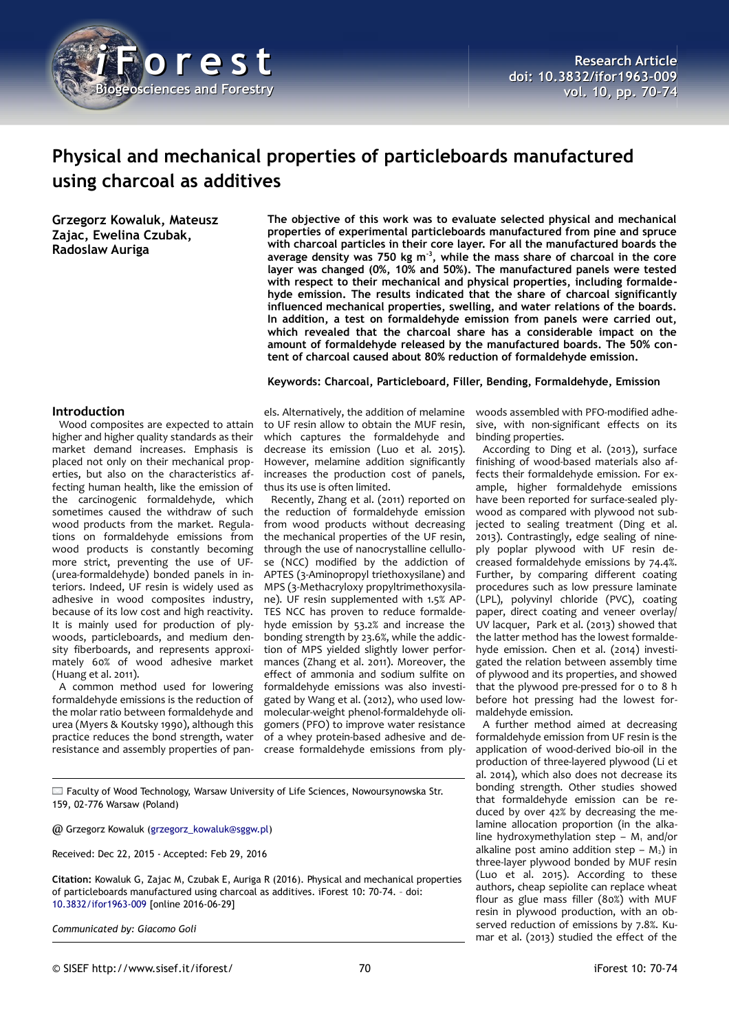**Research Article**
**doi: 10.3832/ifor1963-009**
**vol. 10, pp. 70-74**

# Physical and mechanical properties of particleboards manufactured using charcoal as additives

**Grzegorz Kowaluk, Mateusz Zajac, Ewelina Czubak, Radoslaw Auriga**

**The objective of this work was to evaluate selected physical and mechanical properties of experimental particleboards manufactured from pine and spruce with charcoal particles in their core layer. For all the manufactured boards the average density was 750 kg m$^{-3}$, while the mass share of charcoal in the core layer was changed (0%, 10% and 50%). The manufactured panels were tested with respect to their mechanical and physical properties, including formaldehyde emission. The results indicated that the share of charcoal significantly influenced mechanical properties, swelling, and water relations of the boards. In addition, a test on formaldehyde emission from panels were carried out, which revealed that the charcoal share has a considerable impact on the amount of formaldehyde released by the manufactured boards. The 50% content of charcoal caused about 80% reduction of formaldehyde emission.**

**Keywords: Charcoal, Particleboard, Filler, Bending, Formaldehyde, Emission**

## Introduction

Wood composites are expected to attain higher and higher quality standards as their market demand increases. Emphasis is placed not only on their mechanical properties, but also on the characteristics affecting human health, like the emission of the carcinogenic formaldehyde, which sometimes caused the withdraw of such wood products from the market. Regulations on formaldehyde emissions from wood products is constantly becoming more strict, preventing the use of UF- (urea-formaldehyde) bonded panels in interiors. Indeed, UF resin is widely used as adhesive in wood composites industry, because of its low cost and high reactivity. It is mainly used for production of plywoods, particleboards, and medium density fiberboards, and represents approximately 60% of wood adhesive market (Huang et al. 2011).

A common method used for lowering formaldehyde emissions is the reduction of the molar ratio between formaldehyde and urea (Myers & Koutsky 1990), although this practice reduces the bond strength, water resistance and assembly properties of panels. Alternatively, the addition of melamine to UF resin allow to obtain the MUF resin, which captures the formaldehyde and decrease its emission (Luo et al. 2015). However, melamine addition significantly increases the production cost of panels, thus its use is often limited.

Recently, Zhang et al. (2011) reported on the reduction of formaldehyde emission from wood products without decreasing the mechanical properties of the UF resin, through the use of nanocrystalline cellulose (NCC) modified by the addiction of APTES (3-Aminopropyl triethoxysilane) and MPS (3-Methacryloxy propyltrimethoxysilane). UF resin supplemented with 1.5% APTES NCC has proven to reduce formaldehyde emission by 53.2% and increase the bonding strength by 23.6%, while the addiction of MPS yielded slightly lower performances (Zhang et al. 2011). Moreover, the effect of ammonia and sodium sulfite on formaldehyde emissions was also investigated by Wang et al. (2012), who used low-molecular-weight phenol-formaldehyde oligomers (PFO) to improve water resistance of a whey protein-based adhesive and decrease formaldehyde emissions from plywoods assembled with PFO-modified adhesive, with non-significant effects on its binding properties.

According to Ding et al. (2013), surface finishing of wood-based materials also affects their formaldehyde emission. For example, higher formaldehyde emissions have been reported for surface-sealed plywood as compared with plywood not subjected to sealing treatment (Ding et al. 2013). Contrastingly, edge sealing of nine-ply poplar plywood with UF resin decreased formaldehyde emissions by 74.4%. Further, by comparing different coating procedures such as low pressure laminate (LPL), polyvinyl chloride (PVC), coating paper, direct coating and veneer overlay/UV lacquer, Park et al. (2013) showed that the latter method has the lowest formaldehyde emission. Chen et al. (2014) investigated the relation between assembly time of plywood and its properties, and showed that the plywood pre-pressed for 0 to 8 h before hot pressing had the lowest formaldehyde emission.

A further method aimed at decreasing formaldehyde emission from UF resin is the application of wood-derived bio-oil in the production of three-layered plywood (Li et al. 2014), which also does not decrease its bonding strength. Other studies showed that formaldehyde emission can be reduced by over 42% by decreasing the melamine allocation proportion (in the alkaline hydroxymethylation step – $M_1$ and/or alkaline post amino addition step – $M_2$) in three-layer plywood bonded by MUF resin (Luo et al. 2015). According to these authors, cheap sepiolite can replace wheat flour as glue mass filler (80%) with MUF resin in plywood production, with an observed reduction of emissions by 7.8%. Kumar et al. (2013) studied the effect of the

---

Faculty of Wood Technology, Warsaw University of Life Sciences, Nowoursynowska Str. 159, 02-776 Warsaw (Poland)

@ Grzegorz Kowaluk (grzegorz_kowaluk@sggw.pl)

Received: Dec 22, 2015 - Accepted: Feb 29, 2016

**Citation:** Kowaluk G, Zajac M, Czubak E, Auriga R (2016). Physical and mechanical properties of particleboards manufactured using charcoal as additives. iForest 10: 70-74. – doi: 10.3832/ifor1963-009 [online 2016-06-29]

*Communicated by: Giacomo Goli*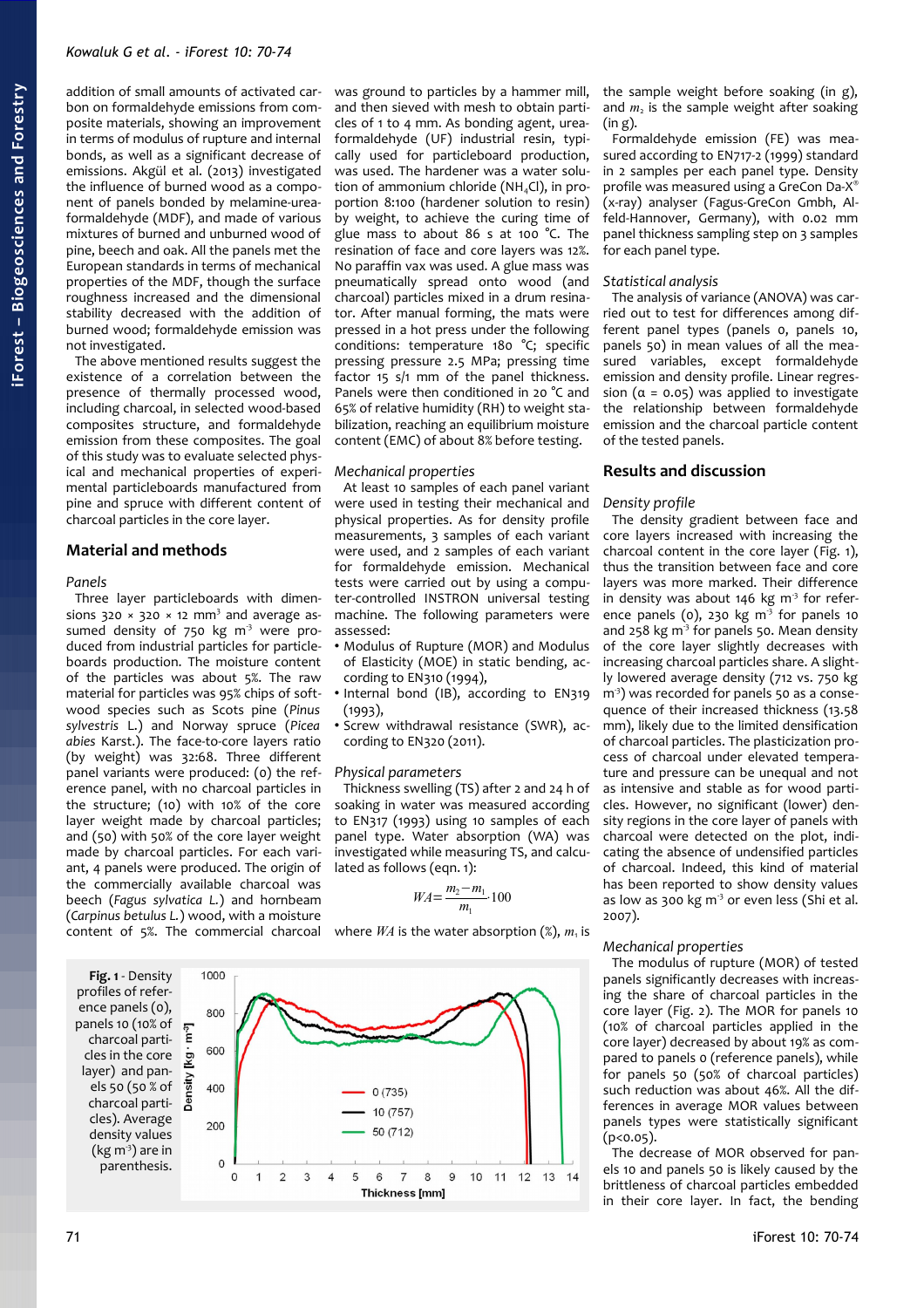addition of small amounts of activated carbon on formaldehyde emissions from composite materials, showing an improvement in terms of modulus of rupture and internal bonds, as well as a significant decrease of emissions. Akgül et al. (2013) investigated the influence of burned wood as a component of panels bonded by melamine-urea-formaldehyde (MDF), and made of various mixtures of burned and unburned wood of pine, beech and oak. All the panels met the European standards in terms of mechanical properties of the MDF, though the surface roughness increased and the dimensional stability decreased with the addition of burned wood; formaldehyde emission was not investigated.

The above mentioned results suggest the existence of a correlation between the presence of thermally processed wood, including charcoal, in selected wood-based composites structure, and formaldehyde emission from these composites. The goal of this study was to evaluate selected physical and mechanical properties of experimental particleboards manufactured from pine and spruce with different content of charcoal particles in the core layer.

## Material and methods

### Panels

Three layer particleboards with dimensions 320 × 320 × 12 mm$^3$ and average assumed density of 750 kg m$^{-3}$ were produced from industrial particles for particleboards production. The moisture content of the particles was about 5%. The raw material for particles was 95% chips of softwood species such as Scots pine (*Pinus sylvestris* L.) and Norway spruce (*Picea abies* Karst.). The face-to-core layers ratio (by weight) was 32:68. Three different panel variants were produced: (0) the reference panel, with no charcoal particles in the structure; (10) with 10% of the core layer weight made by charcoal particles; and (50) with 50% of the core layer weight made by charcoal particles. For each variant, 4 panels were produced. The origin of the commercially available charcoal was beech (*Fagus sylvatica L.*) and hornbeam (*Carpinus betulus L.*) wood, with a moisture content of 5%. The commercial charcoal was ground to particles by a hammer mill, and then sieved with mesh to obtain particles of 1 to 4 mm. As bonding agent, urea-formaldehyde (UF) industrial resin, typically used for particleboard production, was used. The hardener was a water solution of ammonium chloride ($NH_4Cl$), in proportion 8:100 (hardener solution to resin) by weight, to achieve the curing time of glue mass to about 86 s at 100 °C. The resination of face and core layers was 12%. No paraffin vax was used. A glue mass was pneumatically spread onto wood (and charcoal) particles mixed in a drum resinator. After manual forming, the mats were pressed in a hot press under the following conditions: temperature 180 °C; specific pressing pressure 2.5 MPa; pressing time factor 15 s/1 mm of the panel thickness. Panels were then conditioned in 20 °C and 65% of relative humidity (RH) to weight stabilization, reaching an equilibrium moisture content (EMC) of about 8% before testing.

### Mechanical properties

At least 10 samples of each panel variant were used in testing their mechanical and physical properties. As for density profile measurements, 3 samples of each variant were used, and 2 samples of each variant for formaldehyde emission. Mechanical tests were carried out by using a computer-controlled INSTRON universal testing machine. The following parameters were assessed:

- Modulus of Rupture (MOR) and Modulus of Elasticity (MOE) in static bending, according to EN310 (1994),
- Internal bond (IB), according to EN319 (1993),
- Screw withdrawal resistance (SWR), according to EN320 (2011).

### Physical parameters

Thickness swelling (TS) after 2 and 24 h of soaking in water was measured according to EN317 (1993) using 10 samples of each panel type. Water absorption (WA) was investigated while measuring TS, and calculated as follows (eqn. 1):

$$WA = \frac{m_2 - m_1}{m_1} \cdot 100$$

where $WA$ is the water absorption (%), $m_1$ is the sample weight before soaking (in g), and $m_2$ is the sample weight after soaking (in g).

Formaldehyde emission (FE) was measured according to EN717-2 (1999) standard in 2 samples per each panel type. Density profile was measured using a GreCon Da-X® (x-ray) analyser (Fagus-GreCon Gmbh, Alfeld-Hannover, Germany), with 0.02 mm panel thickness sampling step on 3 samples for each panel type.

### Statistical analysis

The analysis of variance (ANOVA) was carried out to test for differences among different panel types (panels 0, panels 10, panels 50) in mean values of all the measured variables, except formaldehyde emission and density profile. Linear regression ($\alpha = 0.05$) was applied to investigate the relationship between formaldehyde emission and the charcoal particle content of the tested panels.

## Results and discussion

### Density profile

The density gradient between face and core layers increased with increasing the charcoal content in the core layer (Fig. 1), thus the transition between face and core layers was more marked. Their difference in density was about 146 kg m$^{-3}$ for reference panels (0), 230 kg m$^{-3}$ for panels 10 and 258 kg m$^{-3}$ for panels 50. Mean density of the core layer slightly decreases with increasing charcoal particles share. A slightly lowered average density (712 vs. 750 kg m$^{-3}$) was recorded for panels 50 as a consequence of their increased thickness (13.58 mm), likely due to the limited densification of charcoal particles. The plasticization process of charcoal under elevated temperature and pressure can be unequal and not as intensive and stable as for wood particles. However, no significant (lower) density regions in the core layer of panels with charcoal were detected on the plot, indicating the absence of undensified particles of charcoal. Indeed, this kind of material has been reported to show density values as low as 300 kg m$^{-3}$ or even less (Shi et al. 2007).

**Fig. 1** - Density profiles of reference panels (0), panels 10 (10% of charcoal particles in the core layer) and panels 50 (50 % of charcoal particles). Average density values (kg m$^{-3}$) are in parenthesis.

### Mechanical properties

The modulus of rupture (MOR) of tested panels significantly decreases with increasing the share of charcoal particles in the core layer (Fig. 2). The MOR for panels 10 (10% of charcoal particles applied in the core layer) decreased by about 19% as compared to panels 0 (reference panels), while for panels 50 (50% of charcoal particles) such reduction was about 46%. All the differences in average MOR values between panels types were statistically significant ($p<0.05$).

The decrease of MOR observed for panels 10 and panels 50 is likely caused by the brittleness of charcoal particles embedded in their core layer. In fact, the bending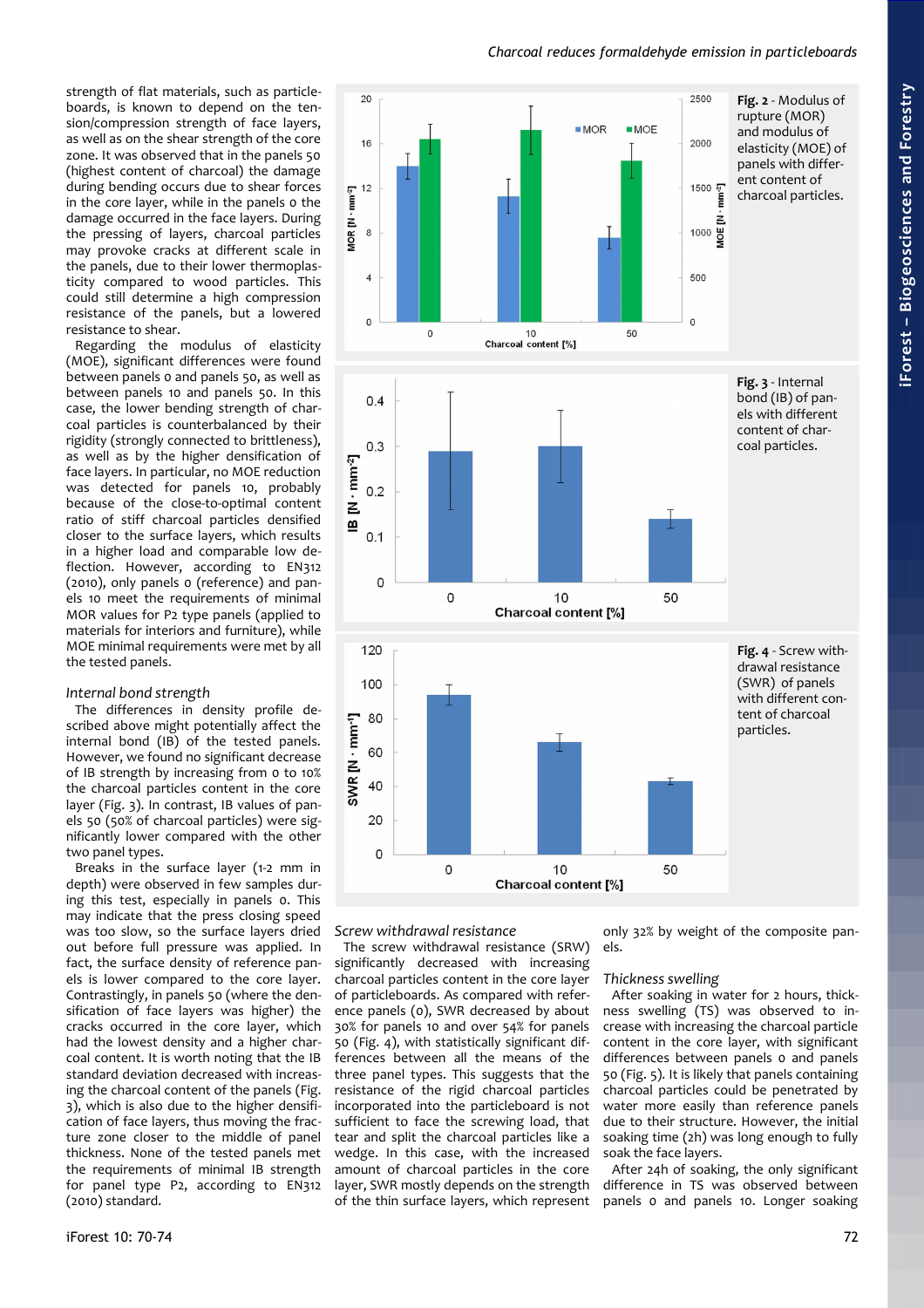strength of flat materials, such as particleboards, is known to depend on the tension/compression strength of face layers, as well as on the shear strength of the core zone. It was observed that in the panels 50 (highest content of charcoal) the damage during bending occurs due to shear forces in the core layer, while in the panels 0 the damage occurred in the face layers. During the pressing of layers, charcoal particles may provoke cracks at different scale in the panels, due to their lower thermoplasticity compared to wood particles. This could still determine a high compression resistance of the panels, but a lowered resistance to shear.

Regarding the modulus of elasticity (MOE), significant differences were found between panels 0 and panels 50, as well as between panels 10 and panels 50. In this case, the lower bending strength of charcoal particles is counterbalanced by their rigidity (strongly connected to brittleness), as well as by the higher densification of face layers. In particular, no MOE reduction was detected for panels 10, probably because of the close-to-optimal content ratio of stiff charcoal particles densified closer to the surface layers, which results in a higher load and comparable low deflection. However, according to EN312 (2010), only panels 0 (reference) and panels 10 meet the requirements of minimal MOR values for P2 type panels (applied to materials for interiors and furniture), while MOE minimal requirements were met by all the tested panels.

### *Internal bond strength*

The differences in density profile described above might potentially affect the internal bond (IB) of the tested panels. However, we found no significant decrease of IB strength by increasing from 0 to 10% the charcoal particles content in the core layer (Fig. 3). In contrast, IB values of panels 50 (50% of charcoal particles) were significantly lower compared with the other two panel types.

Breaks in the surface layer (1-2 mm in depth) were observed in few samples during this test, especially in panels 0. This may indicate that the press closing speed was too slow, so the surface layers dried out before full pressure was applied. In fact, the surface density of reference panels is lower compared to the core layer. Contrastingly, in panels 50 (where the densification of face layers was higher) the cracks occurred in the core layer, which had the lowest density and a higher charcoal content. It is worth noting that the IB standard deviation decreased with increasing the charcoal content of the panels (Fig. 3), which is also due to the higher densification of face layers, thus moving the fracture zone closer to the middle of panel thickness. None of the tested panels met the requirements of minimal IB strength for panel type P2, according to EN312 (2010) standard.

**Fig. 2** - Modulus of rupture (MOR) and modulus of elasticity (MOE) of panels with different content of charcoal particles.

**Fig. 3** - Internal bond (IB) of panels with different content of charcoal particles.

**Fig. 4** - Screw withdrawal resistance (SWR) of panels with different content of charcoal particles.

### *Screw withdrawal resistance*

The screw withdrawal resistance (SRW) significantly decreased with increasing charcoal particles content in the core layer of particleboards. As compared with reference panels (0), SWR decreased by about 30% for panels 10 and over 54% for panels 50 (Fig. 4), with statistically significant differences between all the means of the three panel types. This suggests that the resistance of the rigid charcoal particles incorporated into the particleboard is not sufficient to face the screwing load, that tear and split the charcoal particles like a wedge. In this case, with the increased amount of charcoal particles in the core layer, SWR mostly depends on the strength of the thin surface layers, which represent only 32% by weight of the composite panels.

### *Thickness swelling*

After soaking in water for 2 hours, thickness swelling (TS) was observed to increase with increasing the charcoal particle content in the core layer, with significant differences between panels 0 and panels 50 (Fig. 5). It is likely that panels containing charcoal particles could be penetrated by water more easily than reference panels due to their structure. However, the initial soaking time (2h) was long enough to fully soak the face layers.

After 24h of soaking, the only significant difference in TS was observed between panels 0 and panels 10. Longer soaking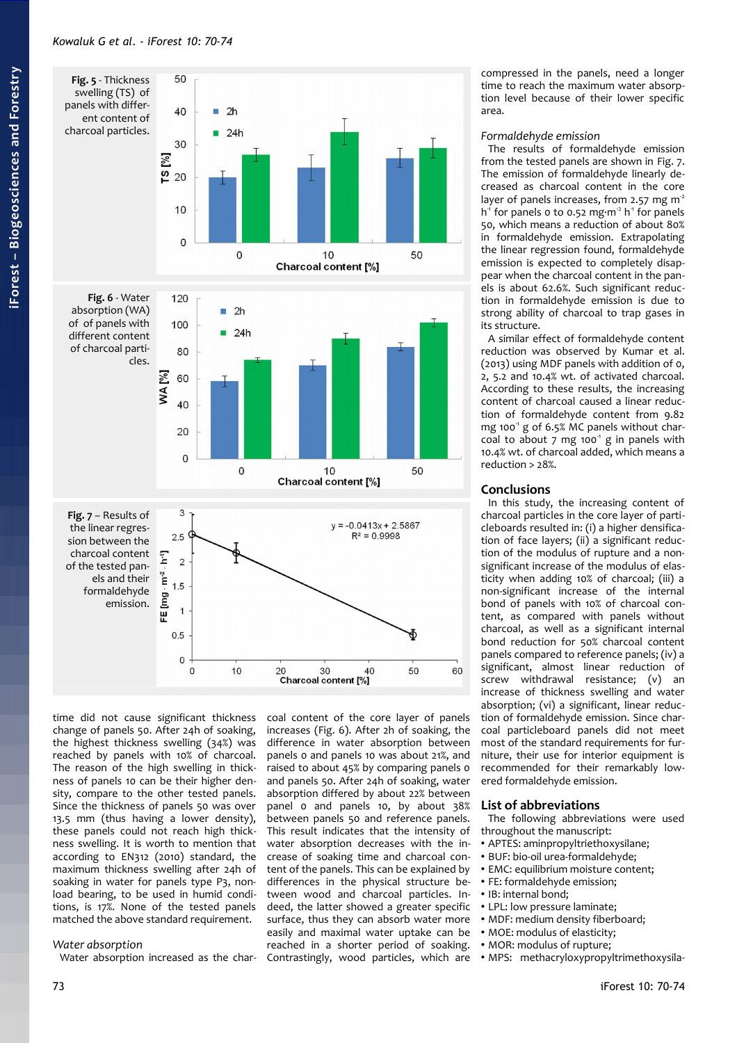Fig. 5 - Thickness swelling (TS) of panels with different content of charcoal particles.

Fig. 6 - Water absorption (WA) of of panels with different content of charcoal particles.

Fig. 7 – Results of the linear regression between the charcoal content of the tested panels and their formaldehyde emission.

time did not cause significant thickness change of panels 50. After 24h of soaking, the highest thickness swelling (34%) was reached by panels with 10% of charcoal. The reason of the high swelling in thickness of panels 10 can be their higher density, compare to the other tested panels. Since the thickness of panels 50 was over 13.5 mm (thus having a lower density), these panels could not reach high thickness swelling. It is worth to mention that according to EN312 (2010) standard, the maximum thickness swelling after 24h of soaking in water for panels type P3, non-load bearing, to be used in humid conditions, is 17%. None of the tested panels matched the above standard requirement.

### Water absorption

Water absorption increased as the charcoal content of the core layer of panels increases (Fig. 6). After 2h of soaking, the difference in water absorption between panels 0 and panels 10 was about 21%, and raised to about 45% by comparing panels 0 and panels 50. After 24h of soaking, water absorption differed by about 22% between panel 0 and panels 10, by about 38% between panels 50 and reference panels. This result indicates that the intensity of water absorption decreases with the increase of soaking time and charcoal content of the panels. This can be explained by differences in the physical structure between wood and charcoal particles. Indeed, the latter showed a greater specific surface, thus they can absorb water more easily and maximal water uptake can be reached in a shorter period of soaking. Contrastingly, wood particles, which are compressed in the panels, need a longer time to reach the maximum water absorption level because of their lower specific area.

### Formaldehyde emission

The results of formaldehyde emission from the tested panels are shown in Fig. 7. The emission of formaldehyde linearly decreased as charcoal content in the core layer of panels increases, from 2.57 mg $m^{-2}$ $h^{-1}$ for panels 0 to 0.52 mg·$m^{-2}$ $h^{-1}$ for panels 50, which means a reduction of about 80% in formaldehyde emission. Extrapolating the linear regression found, formaldehyde emission is expected to completely disappear when the charcoal content in the panels is about 62.6%. Such significant reduction in formaldehyde emission is due to strong ability of charcoal to trap gases in its structure.

A similar effect of formaldehyde content reduction was observed by Kumar et al. (2013) using MDF panels with addition of 0, 2, 5.2 and 10.4% wt. of activated charcoal. According to these results, the increasing content of charcoal caused a linear reduction of formaldehyde content from 9.82 mg $100^{-1}$ g of 6.5% MC panels without charcoal to about 7 mg $100^{-1}$ g in panels with 10.4% wt. of charcoal added, which means a reduction > 28%.

## Conclusions

In this study, the increasing content of charcoal particles in the core layer of particleboards resulted in: (i) a higher densification of face layers; (ii) a significant reduction of the modulus of rupture and a non-significant increase of the modulus of elasticity when adding 10% of charcoal; (iii) a non-significant increase of the internal bond of panels with 10% of charcoal content, as compared with panels without charcoal, as well as a significant internal bond reduction for 50% charcoal content panels compared to reference panels; (iv) a significant, almost linear reduction of screw withdrawal resistance; (v) an increase of thickness swelling and water absorption; (vi) a significant, linear reduction of formaldehyde emission. Since charcoal particleboard panels did not meet most of the standard requirements for furniture, their use for interior equipment is recommended for their remarkably lowered formaldehyde emission.

## List of abbreviations

The following abbreviations were used throughout the manuscript:

- APTES: aminpropyltriethoxysilane;
- BUF: bio-oil urea-formaldehyde;
- EMC: equilibrium moisture content;
- FE: formaldehyde emission;
- IB: internal bond;
- LPL: low pressure laminate;
- MDF: medium density fiberboard;
- MOE: modulus of elasticity;
- MOR: modulus of rupture;
- MPS: methacryloxypropyltrimethoxysila-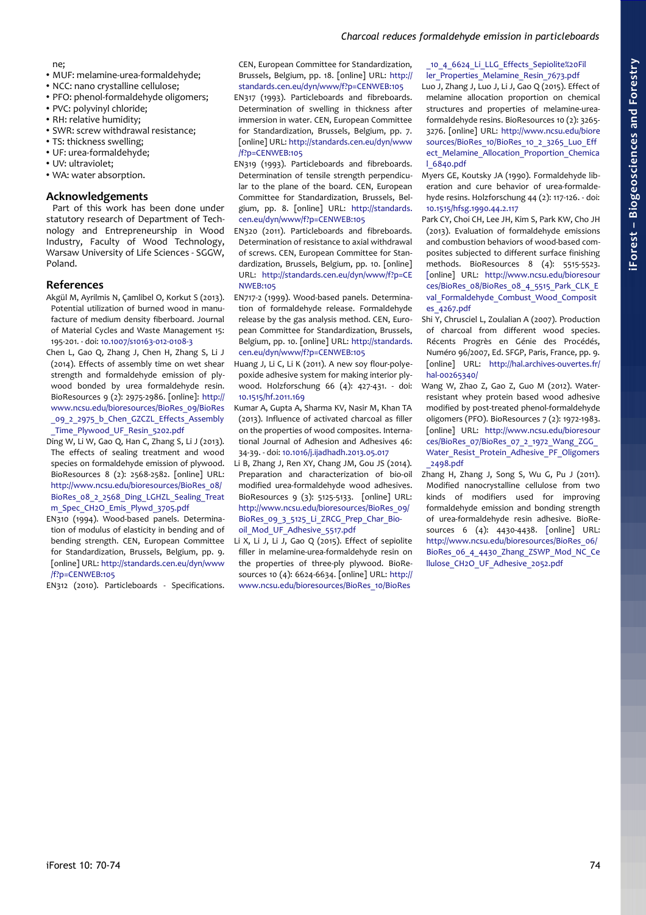ne;

- MUF: melamine-urea-formaldehyde;
- NCC: nano crystalline cellulose;
- PFO: phenol-formaldehyde oligomers;
- PVC: polyvinyl chloride;
- RH: relative humidity;
- SWR: screw withdrawal resistance;
- TS: thickness swelling;
- UF: urea-formaldehyde;
- UV: ultraviolet;
- WA: water absorption.

## Acknowledgements

Part of this work has been done under statutory research of Department of Technology and Entrepreneurship in Wood Industry, Faculty of Wood Technology, Warsaw University of Life Sciences - SGGW, Poland.

## References

Akgül M, Ayrilmis N, Çamlibel O, Korkut S (2013). Potential utilization of burned wood in manufacture of medium density fiberboard. Journal of Material Cycles and Waste Management 15: 195-201. - doi: 10.1007/s10163-012-0108-3

Chen L, Gao Q, Zhang J, Chen H, Zhang S, Li J (2014). Effects of assembly time on wet shear strength and formaldehyde emission of plywood bonded by urea formaldehyde resin. BioResources 9 (2): 2975-2986. [online]: http://www.ncsu.edu/bioresources/BioRes_09/BioRes_09_2_2975_b_Chen_GZCZL_Effects_Assembly_Time_Plywood_UF_Resin_5202.pdf

Ding W, Li W, Gao Q, Han C, Zhang S, Li J (2013). The effects of sealing treatment and wood species on formaldehyde emission of plywood. BioResources 8 (2): 2568-2582. [online] URL: http://www.ncsu.edu/bioresources/BioRes_08/BioRes_08_2_2568_Ding_LGHZL_Sealing_Treatm_Spec_CH2O_Emis_Plywd_3705.pdf

EN310 (1994). Wood-based panels. Determination of modulus of elasticity in bending and of bending strength. CEN, European Committee for Standardization, Brussels, Belgium, pp. 9. [online] URL: http://standards.cen.eu/dyn/www/f?p=CENWEB:105

EN312 (2010). Particleboards - Specifications. CEN, European Committee for Standardization, Brussels, Belgium, pp. 18. [online] URL: http://standards.cen.eu/dyn/www/f?p=CENWEB:105

EN317 (1993). Particleboards and fibreboards. Determination of swelling in thickness after immersion in water. CEN, European Committee for Standardization, Brussels, Belgium, pp. 7. [online] URL: http://standards.cen.eu/dyn/www/f?p=CENWEB:105

EN319 (1993). Particleboards and fibreboards. Determination of tensile strength perpendicular to the plane of the board. CEN, European Committee for Standardization, Brussels, Belgium, pp. 8. [online] URL: http://standards.cen.eu/dyn/www/f?p=CENWEB:105

EN320 (2011). Particleboards and fibreboards. Determination of resistance to axial withdrawal of screws. CEN, European Committee for Standardization, Brussels, Belgium, pp. 10. [online] URL: http://standards.cen.eu/dyn/www/f?p=CENWEB:105

EN717-2 (1999). Wood-based panels. Determination of formaldehyde release. Formaldehyde release by the gas analysis method. CEN, European Committee for Standardization, Brussels, Belgium, pp. 10. [online] URL: http://standards.cen.eu/dyn/www/f?p=CENWEB:105

Huang J, Li C, Li K (2011). A new soy flour-polyepoxide adhesive system for making interior plywood. Holzforschung 66 (4): 427-431. - doi: 10.1515/hf.2011.169

Kumar A, Gupta A, Sharma KV, Nasir M, Khan TA (2013). Influence of activated charcoal as filler on the properties of wood composites. International Journal of Adhesion and Adhesives 46: 34-39. - doi: 10.1016/j.ijadhadh.2013.05.017

Li B, Zhang J, Ren XY, Chang JM, Gou JS (2014). Preparation and characterization of bio-oil modified urea-formaldehyde wood adhesives. BioResources 9 (3): 5125-5133. [online] URL: http://www.ncsu.edu/bioresources/BioRes_09/BioRes_09_3_5125_Li_ZRCG_Prep_Char_Bio-oil_Mod_UF_Adhesive_5517.pdf

Li X, Li J, Li J, Gao Q (2015). Effect of sepiolite filler in melamine-urea-formaldehyde resin on the properties of three-ply plywood. BioResources 10 (4): 6624-6634. [online] URL: http://www.ncsu.edu/bioresources/BioRes_10/BioRes_10_4_6624_Li_LLG_Effects_Sepiolite%20Filler_Properties_Melamine_Resin_7673.pdf

Luo J, Zhang J, Luo J, Li J, Gao Q (2015). Effect of melamine allocation proportion on chemical structures and properties of melamine-urea-formaldehyde resins. BioResources 10 (2): 3265-3276. [online] URL: http://www.ncsu.edu/bioresources/BioRes_10/BioRes_10_2_3265_Luo_Effect_Melamine_Allocation_Proportion_Chemical_6840.pdf

Myers GE, Koutsky JA (1990). Formaldehyde liberation and cure behavior of urea-formaldehyde resins. Holzforschung 44 (2): 117-126. - doi: 10.1515/hfsg.1990.44.2.117

Park CY, Choi CH, Lee JH, Kim S, Park KW, Cho JH (2013). Evaluation of formaldehyde emissions and combustion behaviors of wood-based composites subjected to different surface finishing methods. BioResources 8 (4): 5515-5523. [online] URL: http://www.ncsu.edu/bioresources/BioRes_08/BioRes_08_4_5515_Park_CLK_Eval_Formaldehyde_Combust_Wood_Composites_4267.pdf

Shi Y, Chrusciel L, Zoulalian A (2007). Production of charcoal from different wood species. Récents Progrès en Génie des Procédés, Numéro 96/2007, Ed. SFGP, Paris, France, pp. 9. [online] URL: http://hal.archives-ouvertes.fr/hal-00265340/

Wang W, Zhao Z, Gao Z, Guo M (2012). Water-resistant whey protein based wood adhesive modified by post-treated phenol-formaldehyde oligomers (PFO). BioResources 7 (2): 1972-1983. [online] URL: http://www.ncsu.edu/bioresources/BioRes_07/BioRes_07_2_1972_Wang_ZGG_Water_Resist_Protein_Adhesive_PF_Oligomers_2498.pdf

Zhang H, Zhang J, Song S, Wu G, Pu J (2011). Modified nanocrystalline cellulose from two kinds of modifiers used for improving formaldehyde emission and bonding strength of urea-formaldehyde resin adhesive. BioResources 6 (4): 4430-4438. [online] URL: http://www.ncsu.edu/bioresources/BioRes_06/BioRes_06_4_4430_Zhang_ZSWP_Mod_NC_Cellulose_CH2O_UF_Adhesive_2052.pdf